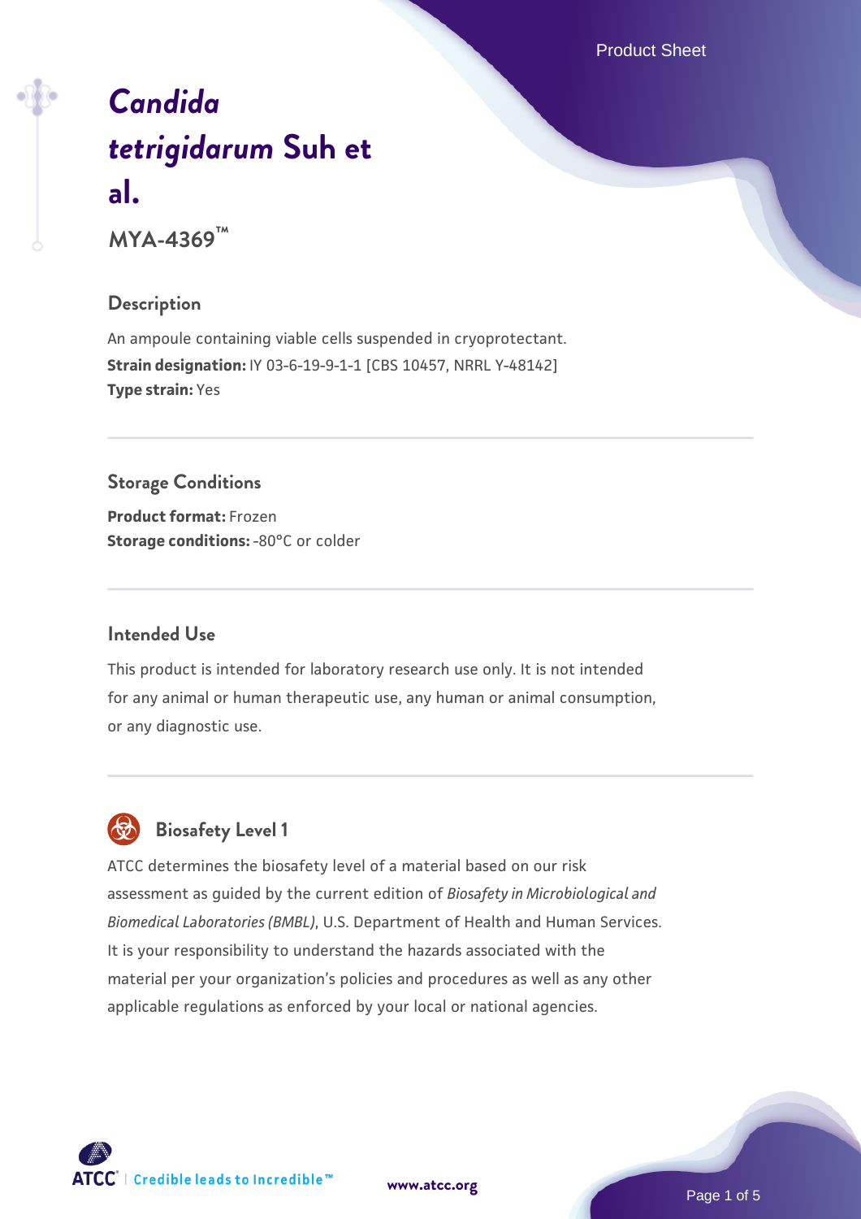# *Candida tetrigidarum* Suh et al.

**MYA-4369™**

## Description

An ampoule containing viable cells suspended in cryoprotectant.

**Strain designation:** IY 03-6-19-9-1-1 [CBS 10457, NRRL Y-48142]

**Type strain:** Yes

## Storage Conditions

**Product format:** Frozen

**Storage conditions:** -80°C or colder

## Intended Use

This product is intended for laboratory research use only. It is not intended for any animal or human therapeutic use, any human or animal consumption, or any diagnostic use.

## Biosafety Level 1

ATCC determines the biosafety level of a material based on our risk assessment as guided by the current edition of *Biosafety in Microbiological and Biomedical Laboratories (BMBL)*, U.S. Department of Health and Human Services. It is your responsibility to understand the hazards associated with the material per your organization's policies and procedures as well as any other applicable regulations as enforced by your local or national agencies.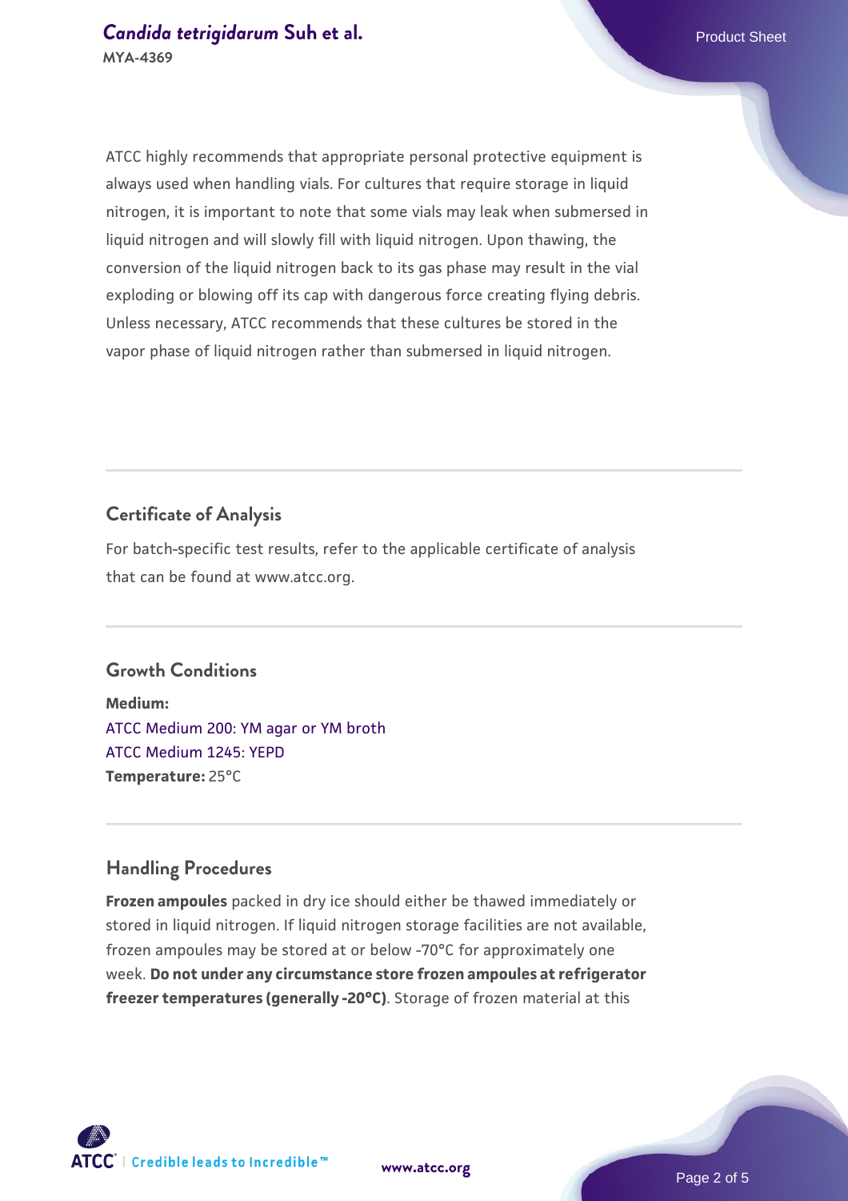ATCC highly recommends that appropriate personal protective equipment is always used when handling vials. For cultures that require storage in liquid nitrogen, it is important to note that some vials may leak when submersed in liquid nitrogen and will slowly fill with liquid nitrogen. Upon thawing, the conversion of the liquid nitrogen back to its gas phase may result in the vial exploding or blowing off its cap with dangerous force creating flying debris. Unless necessary, ATCC recommends that these cultures be stored in the vapor phase of liquid nitrogen rather than submersed in liquid nitrogen.

## Certificate of Analysis

For batch-specific test results, refer to the applicable certificate of analysis that can be found at www.atcc.org.

## Growth Conditions

**Medium:**
ATCC Medium 200: YM agar or YM broth
ATCC Medium 1245: YEPD
**Temperature:** 25°C

## Handling Procedures

**Frozen ampoules** packed in dry ice should either be thawed immediately or stored in liquid nitrogen. If liquid nitrogen storage facilities are not available, frozen ampoules may be stored at or below -70°C for approximately one week. **Do not under any circumstance store frozen ampoules at refrigerator freezer temperatures (generally -20°C)**. Storage of frozen material at this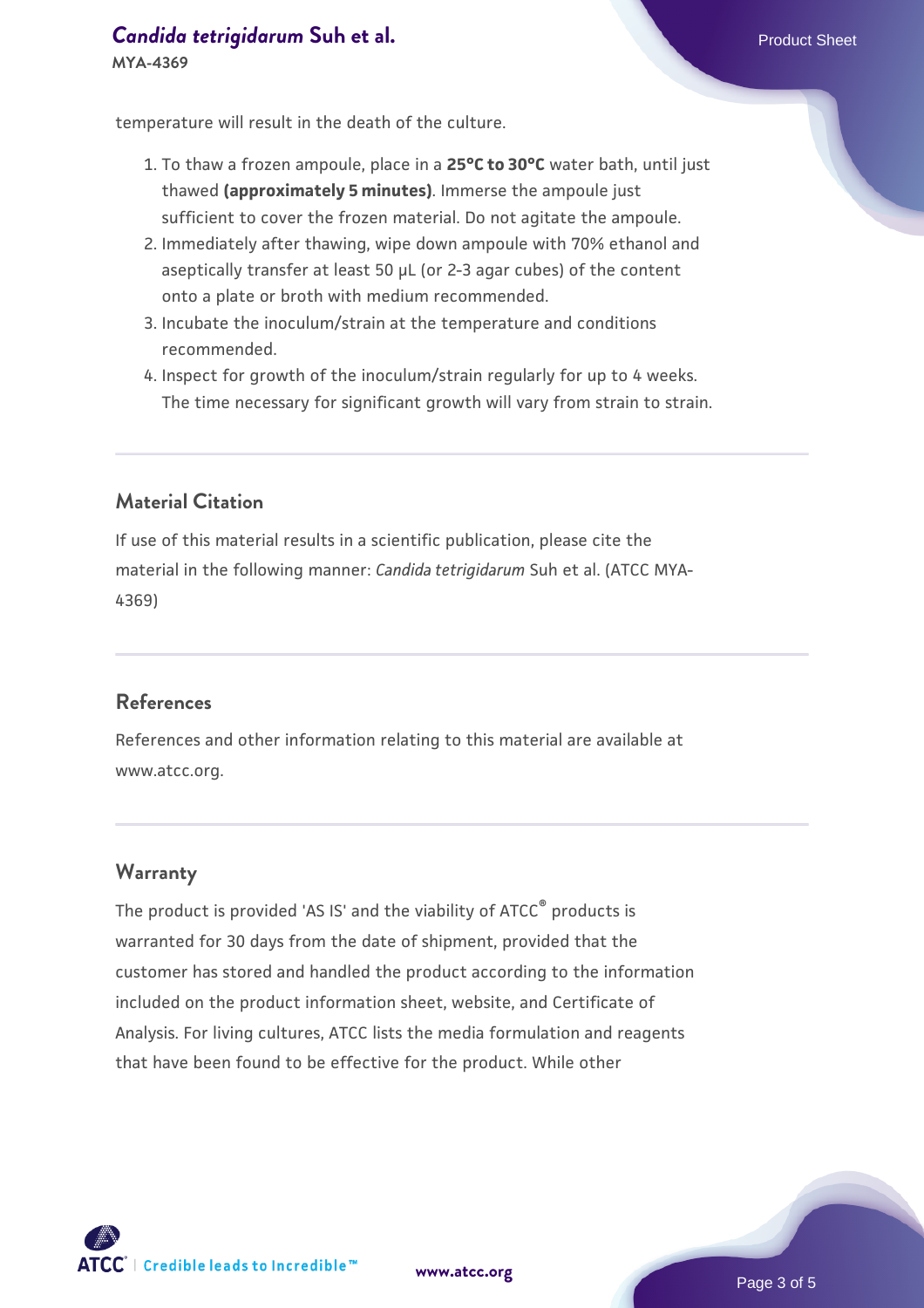temperature will result in the death of the culture.

1. To thaw a frozen ampoule, place in a **25°C to 30°C** water bath, until just thawed **(approximately 5 minutes)**. Immerse the ampoule just sufficient to cover the frozen material. Do not agitate the ampoule.
2. Immediately after thawing, wipe down ampoule with 70% ethanol and aseptically transfer at least 50 µL (or 2-3 agar cubes) of the content onto a plate or broth with medium recommended.
3. Incubate the inoculum/strain at the temperature and conditions recommended.
4. Inspect for growth of the inoculum/strain regularly for up to 4 weeks. The time necessary for significant growth will vary from strain to strain.

## Material Citation

If use of this material results in a scientific publication, please cite the material in the following manner: *Candida tetrigidarum* Suh et al. (ATCC MYA-4369)

## References

References and other information relating to this material are available at www.atcc.org.

## Warranty

The product is provided 'AS IS' and the viability of ATCC® products is warranted for 30 days from the date of shipment, provided that the customer has stored and handled the product according to the information included on the product information sheet, website, and Certificate of Analysis. For living cultures, ATCC lists the media formulation and reagents that have been found to be effective for the product. While other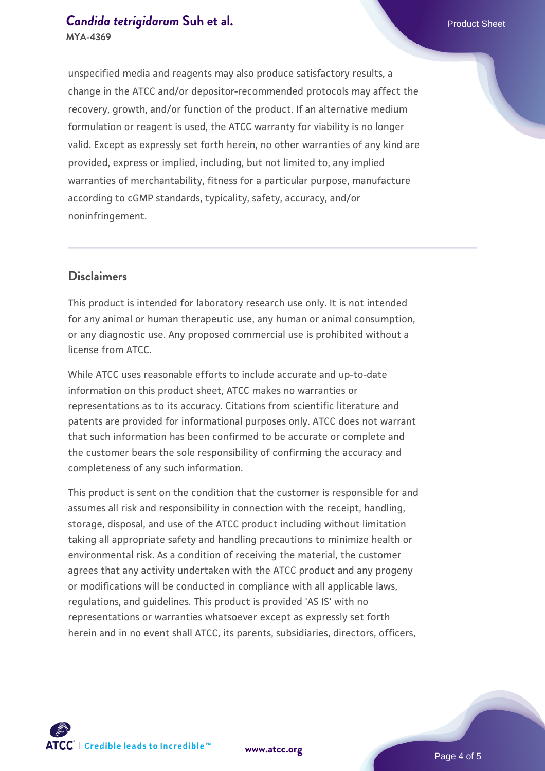unspecified media and reagents may also produce satisfactory results, a change in the ATCC and/or depositor-recommended protocols may affect the recovery, growth, and/or function of the product. If an alternative medium formulation or reagent is used, the ATCC warranty for viability is no longer valid. Except as expressly set forth herein, no other warranties of any kind are provided, express or implied, including, but not limited to, any implied warranties of merchantability, fitness for a particular purpose, manufacture according to cGMP standards, typicality, safety, accuracy, and/or noninfringement.

## Disclaimers

This product is intended for laboratory research use only. It is not intended for any animal or human therapeutic use, any human or animal consumption, or any diagnostic use. Any proposed commercial use is prohibited without a license from ATCC.

While ATCC uses reasonable efforts to include accurate and up-to-date information on this product sheet, ATCC makes no warranties or representations as to its accuracy. Citations from scientific literature and patents are provided for informational purposes only. ATCC does not warrant that such information has been confirmed to be accurate or complete and the customer bears the sole responsibility of confirming the accuracy and completeness of any such information.

This product is sent on the condition that the customer is responsible for and assumes all risk and responsibility in connection with the receipt, handling, storage, disposal, and use of the ATCC product including without limitation taking all appropriate safety and handling precautions to minimize health or environmental risk. As a condition of receiving the material, the customer agrees that any activity undertaken with the ATCC product and any progeny or modifications will be conducted in compliance with all applicable laws, regulations, and guidelines. This product is provided 'AS IS' with no representations or warranties whatsoever except as expressly set forth herein and in no event shall ATCC, its parents, subsidiaries, directors, officers,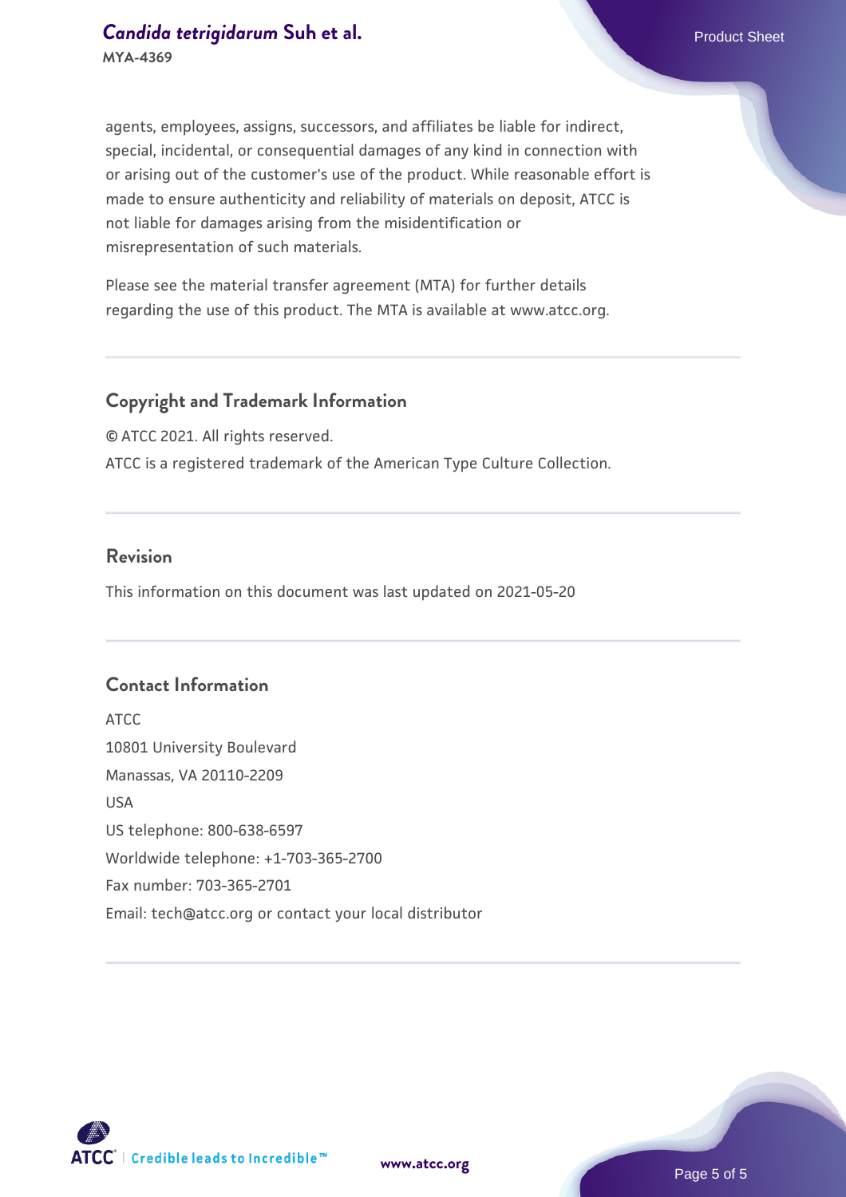agents, employees, assigns, successors, and affiliates be liable for indirect, special, incidental, or consequential damages of any kind in connection with or arising out of the customer's use of the product. While reasonable effort is made to ensure authenticity and reliability of materials on deposit, ATCC is not liable for damages arising from the misidentification or misrepresentation of such materials.

Please see the material transfer agreement (MTA) for further details regarding the use of this product. The MTA is available at www.atcc.org.

## Copyright and Trademark Information

© ATCC 2021. All rights reserved.

ATCC is a registered trademark of the American Type Culture Collection.

## Revision

This information on this document was last updated on 2021-05-20

## Contact Information

ATCC
10801 University Boulevard
Manassas, VA 20110-2209
USA
US telephone: 800-638-6597
Worldwide telephone: +1-703-365-2700
Fax number: 703-365-2701
Email: tech@atcc.org or contact your local distributor